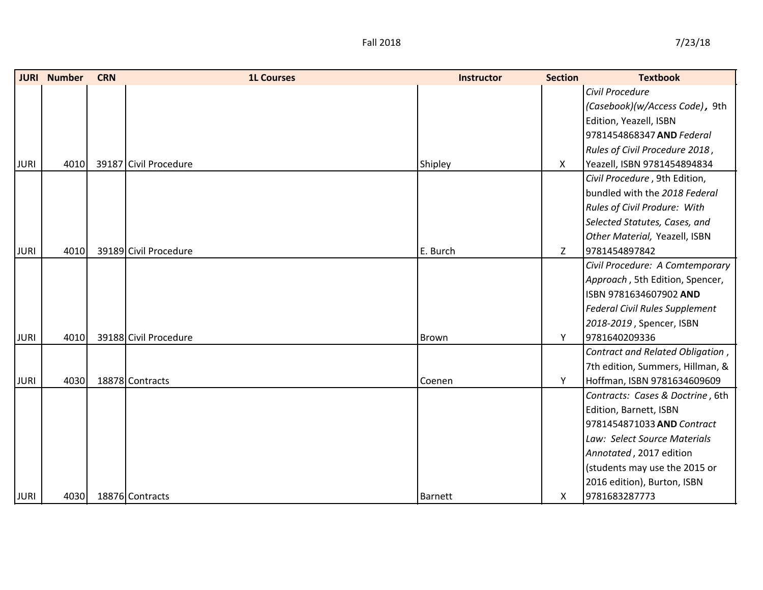Fall 2018

7/23/18

| JURI | Number | CRN | 1L Courses | Instructor | Section | Textbook |
|---|---|---|---|---|---|---|
| JURI | 4010 | 39187 | Civil Procedure | Shipley | X | *Civil Procedure (Casebook)(w/Access Code)***,** 9th Edition, Yeazell, ISBN 9781454868347 **AND** *Federal Rules of Civil Procedure 2018*, Yeazell, ISBN 9781454894834 |
| JURI | 4010 | 39189 | Civil Procedure | E. Burch | Z | *Civil Procedure*, 9th Edition, bundled with the *2018 Federal Rules of Civil Produre: With Selected Statutes, Cases, and Other Material,* Yeazell, ISBN 9781454897842 |
| JURI | 4010 | 39188 | Civil Procedure | Brown | Y | *Civil Procedure: A Comtemporary Approach*, 5th Edition, Spencer, ISBN 9781634607902 **AND** *Federal Civil Rules Supplement 2018-2019*, Spencer, ISBN 9781640209336 |
| JURI | 4030 | 18878 | Contracts | Coenen | Y | *Contract and Related Obligation*, 7th edition, Summers, Hillman, & Hoffman, ISBN 9781634609609 |
| JURI | 4030 | 18876 | Contracts | Barnett | X | *Contracts: Cases & Doctrine*, 6th Edition, Barnett, ISBN 9781454871033 **AND** *Contract Law: Select Source Materials Annotated*, 2017 edition (students may use the 2015 or 2016 edition), Burton, ISBN 9781683287773 |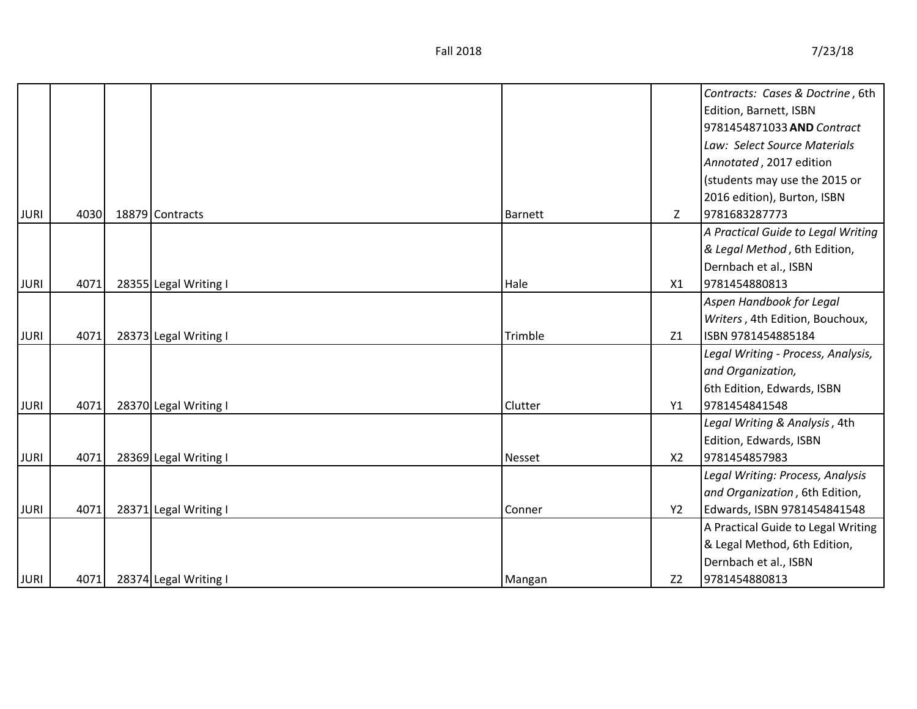| | | | | | | |
|---|---|---|---|---|---|---|
| JURI | 4030 | 18879 | Contracts | Barnett | Z | *Contracts: Cases & Doctrine*, 6th Edition, Barnett, ISBN 9781454871033 **AND** *Contract Law: Select Source Materials Annotated*, 2017 edition (students may use the 2015 or 2016 edition), Burton, ISBN 9781683287773 |
| JURI | 4071 | 28355 | Legal Writing I | Hale | X1 | *A Practical Guide to Legal Writing & Legal Method*, 6th Edition, Dernbach et al., ISBN 9781454880813 |
| JURI | 4071 | 28373 | Legal Writing I | Trimble | Z1 | *Aspen Handbook for Legal Writers*, 4th Edition, Bouchoux, ISBN 9781454885184 |
| JURI | 4071 | 28370 | Legal Writing I | Clutter | Y1 | *Legal Writing - Process, Analysis, and Organization,* 6th Edition, Edwards, ISBN 9781454841548 |
| JURI | 4071 | 28369 | Legal Writing I | Nesset | X2 | *Legal Writing & Analysis*, 4th Edition, Edwards, ISBN 9781454857983 |
| JURI | 4071 | 28371 | Legal Writing I | Conner | Y2 | *Legal Writing: Process, Analysis and Organization*, 6th Edition, Edwards, ISBN 9781454841548 |
| JURI | 4071 | 28374 | Legal Writing I | Mangan | Z2 | A Practical Guide to Legal Writing & Legal Method, 6th Edition, Dernbach et al., ISBN 9781454880813 |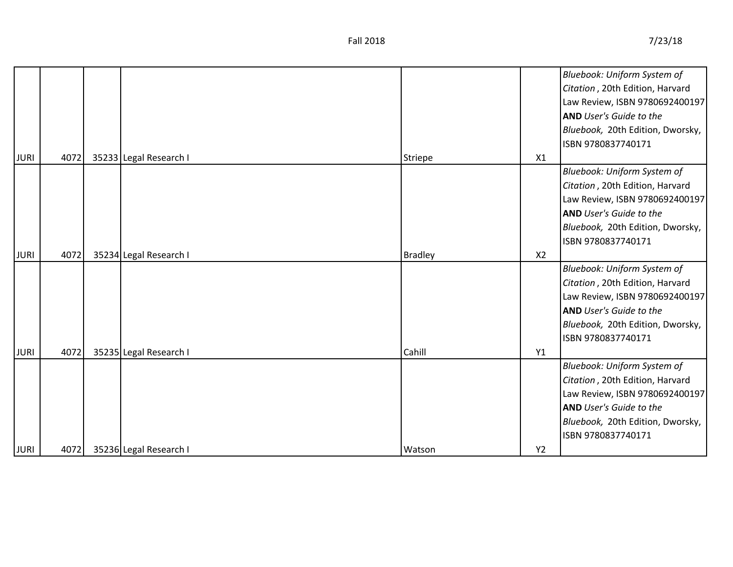| | | | | | | |
|---|---|---|---|---|---|---|
| JURI | 4072 | 35233 | Legal Research I | Striepe | X1 | *Bluebook: Uniform System of Citation* , 20th Edition, Harvard Law Review, ISBN 9780692400197 **AND** *User's Guide to the Bluebook,* 20th Edition, Dworsky, ISBN 9780837740171 |
| JURI | 4072 | 35234 | Legal Research I | Bradley | X2 | *Bluebook: Uniform System of Citation* , 20th Edition, Harvard Law Review, ISBN 9780692400197 **AND** *User's Guide to the Bluebook,* 20th Edition, Dworsky, ISBN 9780837740171 |
| JURI | 4072 | 35235 | Legal Research I | Cahill | Y1 | *Bluebook: Uniform System of Citation* , 20th Edition, Harvard Law Review, ISBN 9780692400197 **AND** *User's Guide to the Bluebook,* 20th Edition, Dworsky, ISBN 9780837740171 |
| JURI | 4072 | 35236 | Legal Research I | Watson | Y2 | *Bluebook: Uniform System of Citation* , 20th Edition, Harvard Law Review, ISBN 9780692400197 **AND** *User's Guide to the Bluebook,* 20th Edition, Dworsky, ISBN 9780837740171 |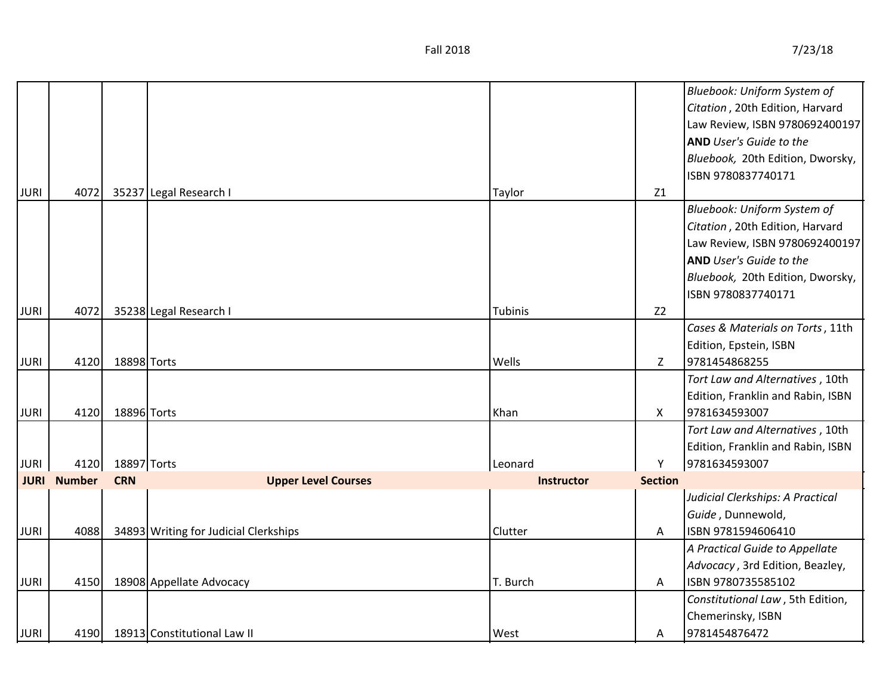| | | | | | | |
|---|---|---|---|---|---|---|
| JURI | 4072 | 35237 | Legal Research I | Taylor | Z1 | *Bluebook: Uniform System of Citation* , 20th Edition, Harvard Law Review, ISBN 9780692400197 **AND** *User's Guide to the Bluebook,* 20th Edition, Dworsky, ISBN 9780837740171 |
| JURI | 4072 | 35238 | Legal Research I | Tubinis | Z2 | *Bluebook: Uniform System of Citation* , 20th Edition, Harvard Law Review, ISBN 9780692400197 **AND** *User's Guide to the Bluebook,* 20th Edition, Dworsky, ISBN 9780837740171 |
| JURI | 4120 | 18898 | Torts | Wells | Z | *Cases & Materials on Torts* , 11th Edition, Epstein, ISBN 9781454868255 |
| JURI | 4120 | 18896 | Torts | Khan | X | *Tort Law and Alternatives* , 10th Edition, Franklin and Rabin, ISBN 9781634593007 |
| JURI | 4120 | 18897 | Torts | Leonard | Y | *Tort Law and Alternatives* , 10th Edition, Franklin and Rabin, ISBN 9781634593007 |
| **JURI** | **Number** | **CRN** | **Upper Level Courses** | **Instructor** | **Section** | |
| JURI | 4088 | 34893 | Writing for Judicial Clerkships | Clutter | A | *Judicial Clerkships: A Practical Guide* , Dunnewold, ISBN 9781594606410 |
| JURI | 4150 | 18908 | Appellate Advocacy | T. Burch | A | *A Practical Guide to Appellate Advocacy* , 3rd Edition, Beazley, ISBN 9780735585102 |
| JURI | 4190 | 18913 | Constitutional Law II | West | A | *Constitutional Law* , 5th Edition, Chemerinsky, ISBN 9781454876472 |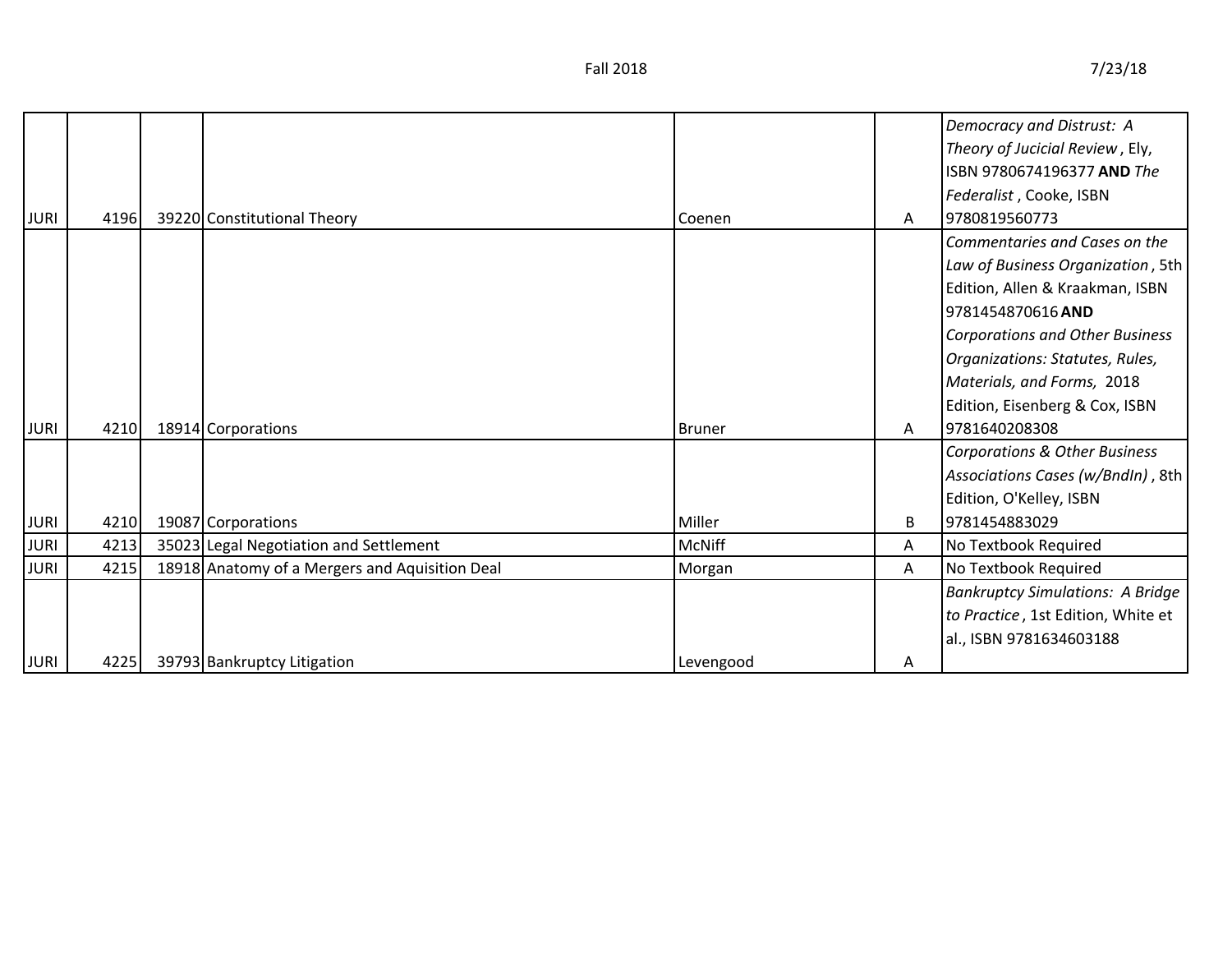| JURI | 4196 | 39220 | Constitutional Theory | Coenen | A | *Democracy and Distrust: A Theory of Jucicial Review*, Ely, ISBN 9780674196377 **AND** *The Federalist*, Cooke, ISBN 9780819560773 |
|---|---|---|---|---|---|---|
| JURI | 4210 | 18914 | Corporations | Bruner | A | *Commentaries and Cases on the Law of Business Organization*, 5th Edition, Allen & Kraakman, ISBN 9781454870616 **AND** *Corporations and Other Business Organizations: Statutes, Rules, Materials, and Forms,* 2018 Edition, Eisenberg & Cox, ISBN 9781640208308 |
| JURI | 4210 | 19087 | Corporations | Miller | B | *Corporations & Other Business Associations Cases (w/BndIn)*, 8th Edition, O'Kelley, ISBN 9781454883029 |
| JURI | 4213 | 35023 | Legal Negotiation and Settlement | McNiff | A | No Textbook Required |
| JURI | 4215 | 18918 | Anatomy of a Mergers and Aquisition Deal | Morgan | A | No Textbook Required |
| JURI | 4225 | 39793 | Bankruptcy Litigation | Levengood | A | *Bankruptcy Simulations: A Bridge to Practice*, 1st Edition, White et al., ISBN 9781634603188 |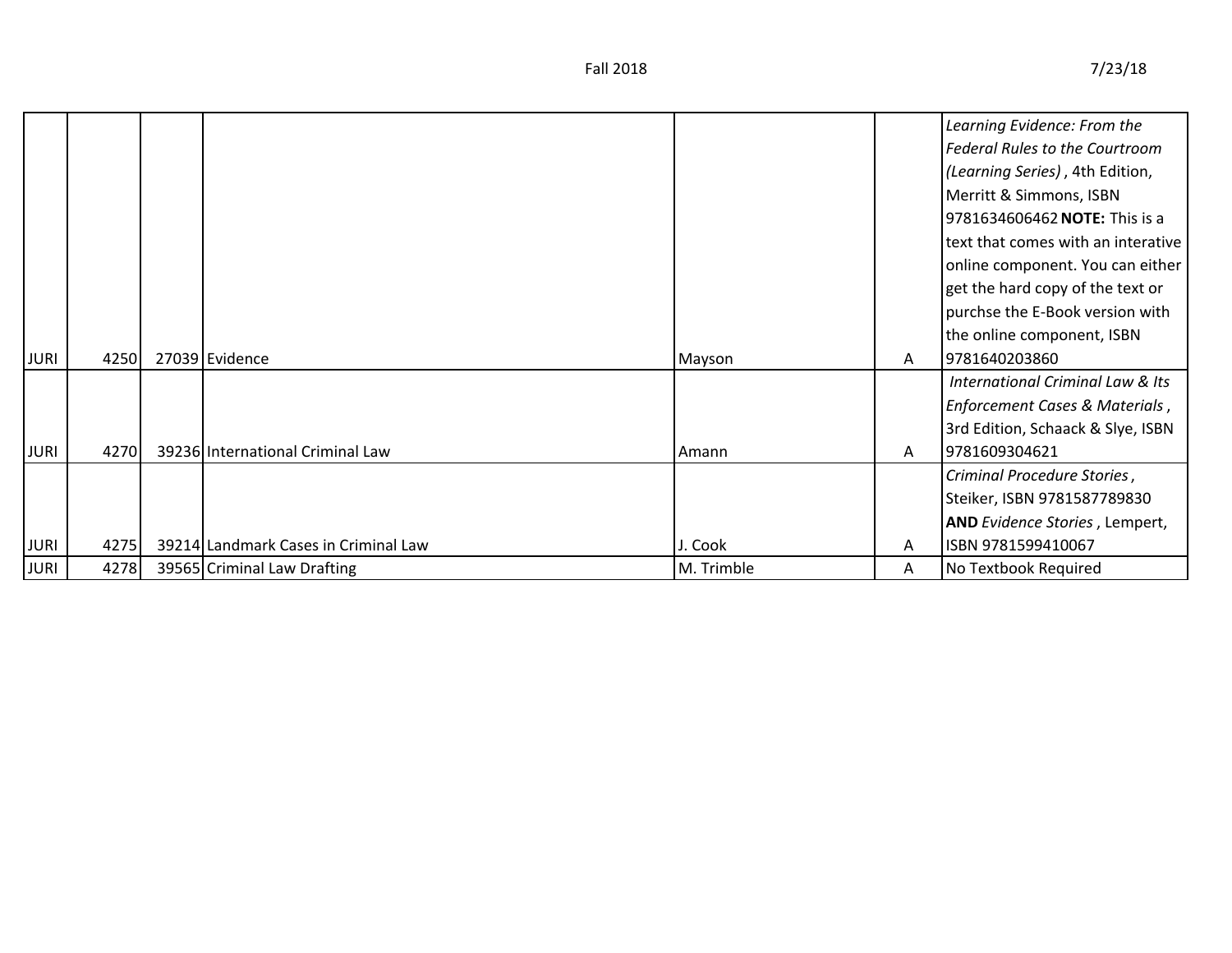| | | | | | | |
|---|---|---|---|---|---|---|
| JURI | 4250 | 27039 | Evidence | Mayson | A | *Learning Evidence: From the Federal Rules to the Courtroom (Learning Series)* , 4th Edition, Merritt & Simmons, ISBN 9781634606462 **NOTE:** This is a text that comes with an interative online component. You can either get the hard copy of the text or purchse the E-Book version with the online component, ISBN 9781640203860 |
| JURI | 4270 | 39236 | International Criminal Law | Amann | A | *International Criminal Law & Its Enforcement Cases & Materials* , 3rd Edition, Schaack & Slye, ISBN 9781609304621 |
| JURI | 4275 | 39214 | Landmark Cases in Criminal Law | J. Cook | A | *Criminal Procedure Stories* , Steiker, ISBN 9781587789830 **AND** *Evidence Stories* , Lempert, ISBN 9781599410067 |
| JURI | 4278 | 39565 | Criminal Law Drafting | M. Trimble | A | No Textbook Required |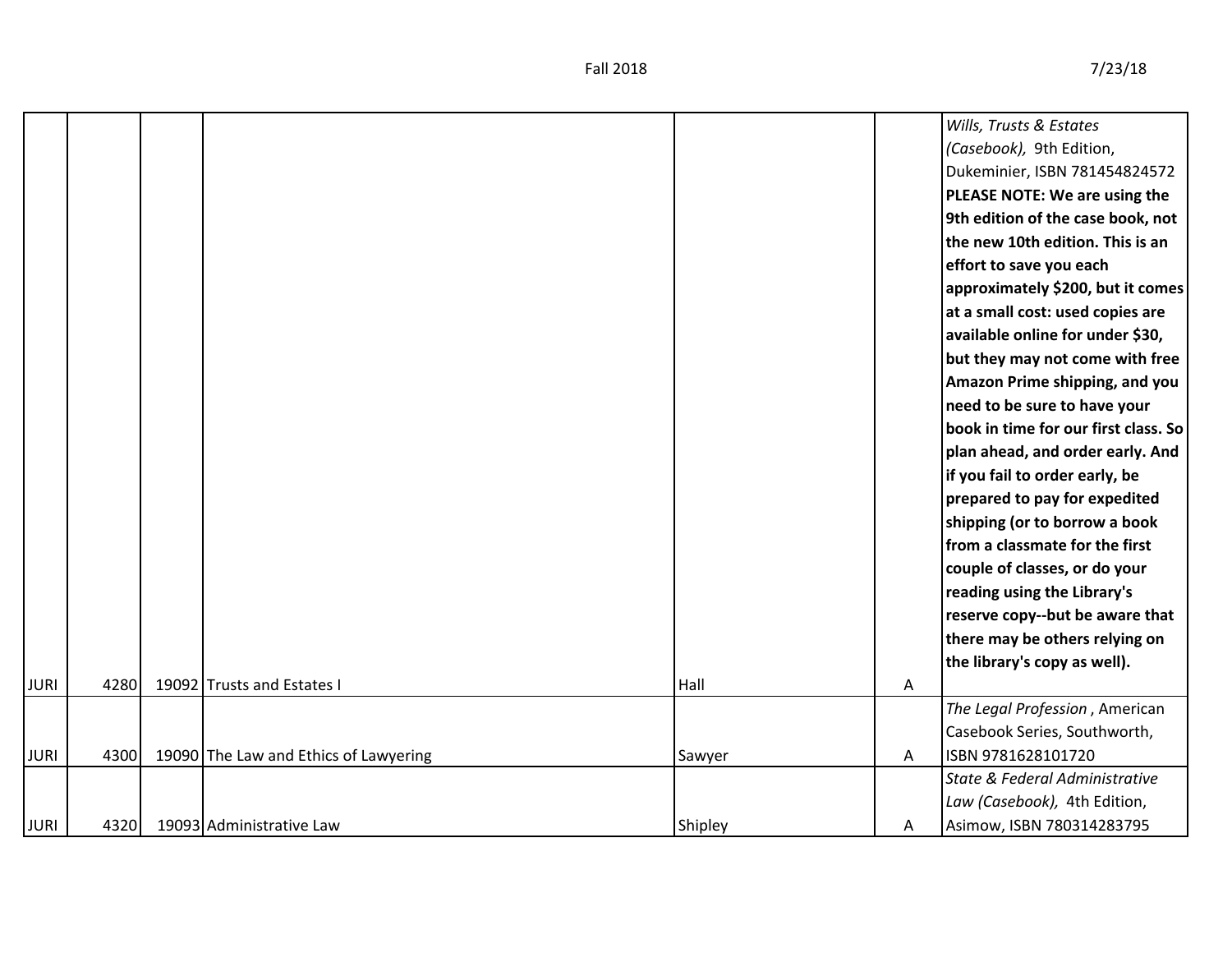| | | | | | | |
|---|---|---|---|---|---|---|
| JURI | 4280 | 19092 | Trusts and Estates I | Hall | A | *Wills, Trusts & Estates (Casebook),* 9th Edition, Dukeminier, ISBN 781454824572 **PLEASE NOTE: We are using the 9th edition of the case book, not the new 10th edition. This is an effort to save you each approximately $200, but it comes at a small cost: used copies are available online for under $30, but they may not come with free Amazon Prime shipping, and you need to be sure to have your book in time for our first class. So plan ahead, and order early. And if you fail to order early, be prepared to pay for expedited shipping (or to borrow a book from a classmate for the first couple of classes, or do your reading using the Library's reserve copy--but be aware that there may be others relying on the library's copy as well).** |
| JURI | 4300 | 19090 | The Law and Ethics of Lawyering | Sawyer | A | *The Legal Profession* , American Casebook Series, Southworth, ISBN 9781628101720 |
| JURI | 4320 | 19093 | Administrative Law | Shipley | A | *State & Federal Administrative Law (Casebook),* 4th Edition, Asimow, ISBN 780314283795 |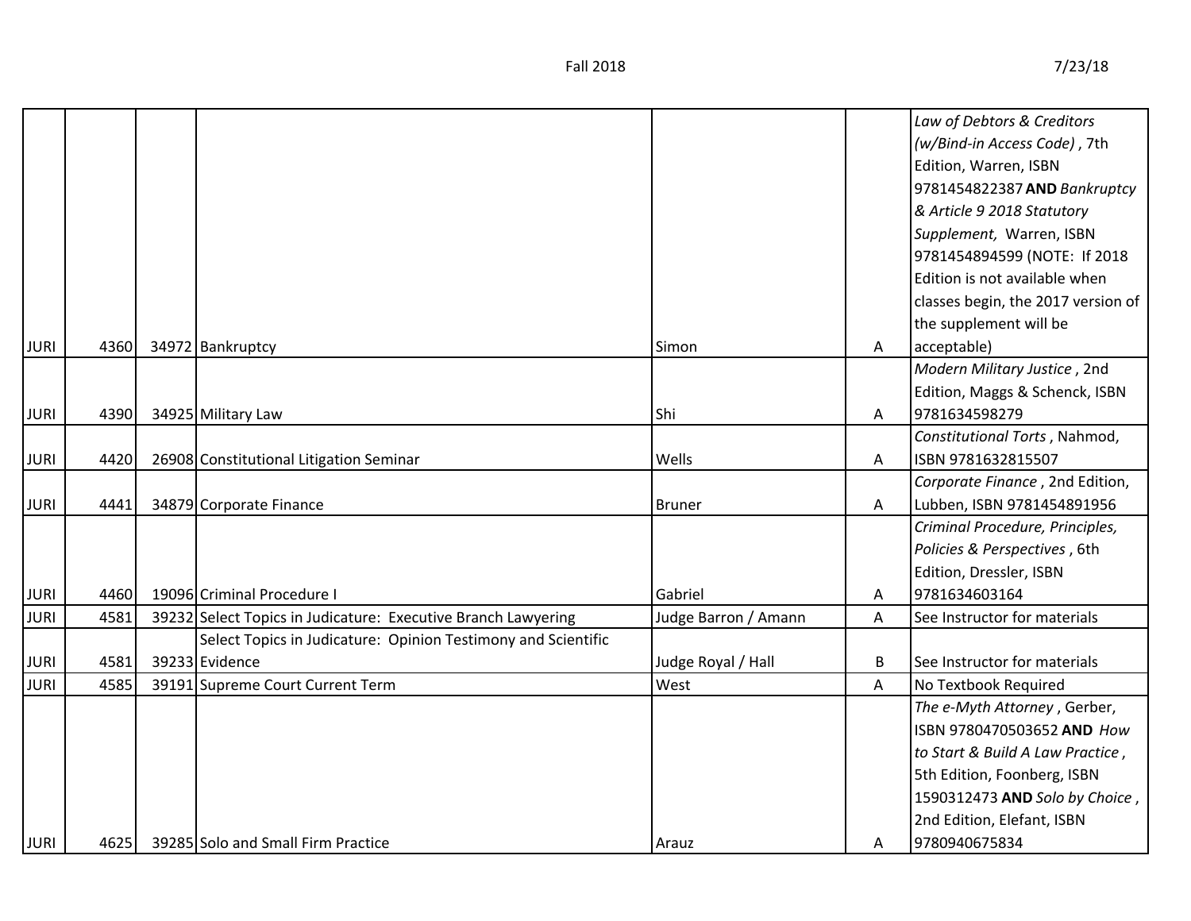| | | | | | | |
|---|---|---|---|---|---|---|
| JURI | 4360 | 34972 | Bankruptcy | Simon | A | *Law of Debtors & Creditors (w/Bind-in Access Code)* , 7th Edition, Warren, ISBN 9781454822387 **AND** *Bankruptcy & Article 9 2018 Statutory Supplement,* Warren, ISBN 9781454894599 (NOTE: If 2018 Edition is not available when classes begin, the 2017 version of the supplement will be acceptable) |
| JURI | 4390 | 34925 | Military Law | Shi | A | *Modern Military Justice* , 2nd Edition, Maggs & Schenck, ISBN 9781634598279 |
| JURI | 4420 | 26908 | Constitutional Litigation Seminar | Wells | A | *Constitutional Torts* , Nahmod, ISBN 9781632815507 |
| JURI | 4441 | 34879 | Corporate Finance | Bruner | A | *Corporate Finance* , 2nd Edition, Lubben, ISBN 9781454891956 |
| JURI | 4460 | 19096 | Criminal Procedure I | Gabriel | A | *Criminal Procedure, Principles, Policies & Perspectives* , 6th Edition, Dressler, ISBN 9781634603164 |
| JURI | 4581 | 39232 | Select Topics in Judicature: Executive Branch Lawyering | Judge Barron / Amann | A | See Instructor for materials |
| JURI | 4581 | 39233 | Select Topics in Judicature: Opinion Testimony and Scientific Evidence | Judge Royal / Hall | B | See Instructor for materials |
| JURI | 4585 | 39191 | Supreme Court Current Term | West | A | No Textbook Required |
| JURI | 4625 | 39285 | Solo and Small Firm Practice | Arauz | A | *The e-Myth Attorney* , Gerber, ISBN 9780470503652 **AND** *How to Start & Build A Law Practice* , 5th Edition, Foonberg, ISBN 1590312473 **AND** *Solo by Choice* , 2nd Edition, Elefant, ISBN 9780940675834 |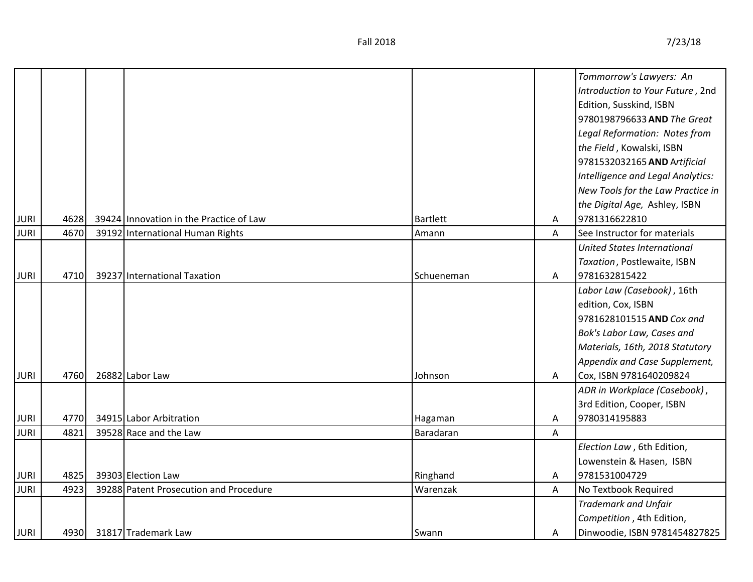| JURI | 4628 | 39424 | Innovation in the Practice of Law | Bartlett | A | *Tommorrow's Lawyers: An Introduction to Your Future* , 2nd Edition, Susskind, ISBN 9780198796633 **AND** *The Great Legal Reformation: Notes from the Field* , Kowalski, ISBN 9781532032165 **AND** *Artificial Intelligence and Legal Analytics: New Tools for the Law Practice in the Digital Age,* Ashley, ISBN 9781316622810 |
|---|---|---|---|---|---|---|
| JURI | 4670 | 39192 | International Human Rights | Amann | A | See Instructor for materials |
| JURI | 4710 | 39237 | International Taxation | Schueneman | A | *United States International Taxation* , Postlewaite, ISBN 9781632815422 |
| JURI | 4760 | 26882 | Labor Law | Johnson | A | *Labor Law (Casebook)* , 16th edition, Cox, ISBN 9781628101515 **AND** *Cox and Bok's Labor Law, Cases and Materials, 16th, 2018 Statutory Appendix and Case Supplement,* Cox, ISBN 9781640209824 |
| JURI | 4770 | 34915 | Labor Arbitration | Hagaman | A | *ADR in Workplace (Casebook)* , 3rd Edition, Cooper, ISBN 9780314195883 |
| JURI | 4821 | 39528 | Race and the Law | Baradaran | A | |
| JURI | 4825 | 39303 | Election Law | Ringhand | A | *Election Law* , 6th Edition, Lowenstein & Hasen, ISBN 9781531004729 |
| JURI | 4923 | 39288 | Patent Prosecution and Procedure | Warenzak | A | No Textbook Required |
| JURI | 4930 | 31817 | Trademark Law | Swann | A | *Trademark and Unfair Competition* , 4th Edition, Dinwoodie, ISBN 9781454827825 |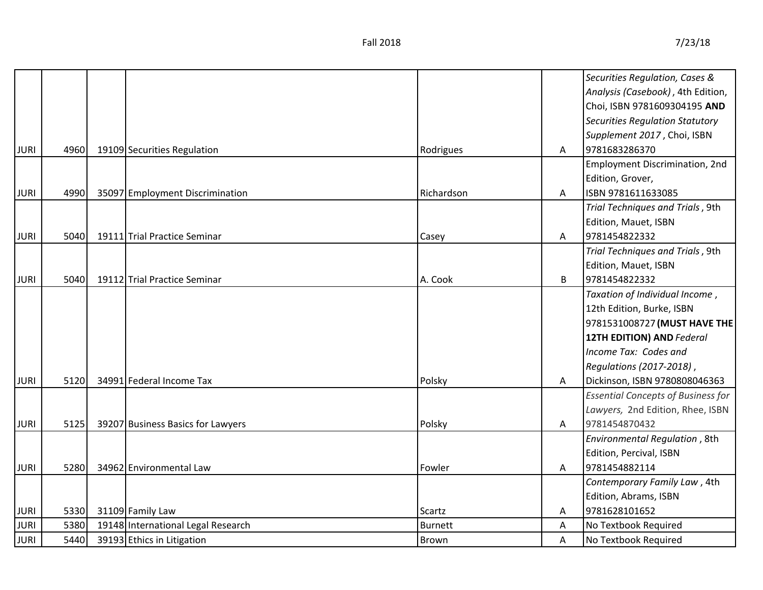| | | | | | | |
|---|---|---|---|---|---|---|
| JURI | 4960 | 19109 | Securities Regulation | Rodrigues | A | *Securities Regulation, Cases & Analysis (Casebook)* , 4th Edition, Choi, ISBN 9781609304195 **AND** *Securities Regulation Statutory Supplement 2017* , Choi, ISBN 9781683286370 |
| JURI | 4990 | 35097 | Employment Discrimination | Richardson | A | Employment Discrimination, 2nd Edition, Grover, ISBN 9781611633085 |
| JURI | 5040 | 19111 | Trial Practice Seminar | Casey | A | *Trial Techniques and Trials* , 9th Edition, Mauet, ISBN 9781454822332 |
| JURI | 5040 | 19112 | Trial Practice Seminar | A. Cook | B | *Trial Techniques and Trials* , 9th Edition, Mauet, ISBN 9781454822332 |
| JURI | 5120 | 34991 | Federal Income Tax | Polsky | A | *Taxation of Individual Income* , 12th Edition, Burke, ISBN 9781531008727 **(MUST HAVE THE 12TH EDITION) AND** *Federal Income Tax: Codes and Regulations (2017-2018)* , Dickinson, ISBN 9780808046363 |
| JURI | 5125 | 39207 | Business Basics for Lawyers | Polsky | A | *Essential Concepts of Business for Lawyers,* 2nd Edition, Rhee, ISBN 9781454870432 |
| JURI | 5280 | 34962 | Environmental Law | Fowler | A | *Environmental Regulation* , 8th Edition, Percival, ISBN 9781454882114 |
| JURI | 5330 | 31109 | Family Law | Scartz | A | *Contemporary Family Law* , 4th Edition, Abrams, ISBN 9781628101652 |
| JURI | 5380 | 19148 | International Legal Research | Burnett | A | No Textbook Required |
| JURI | 5440 | 39193 | Ethics in Litigation | Brown | A | No Textbook Required |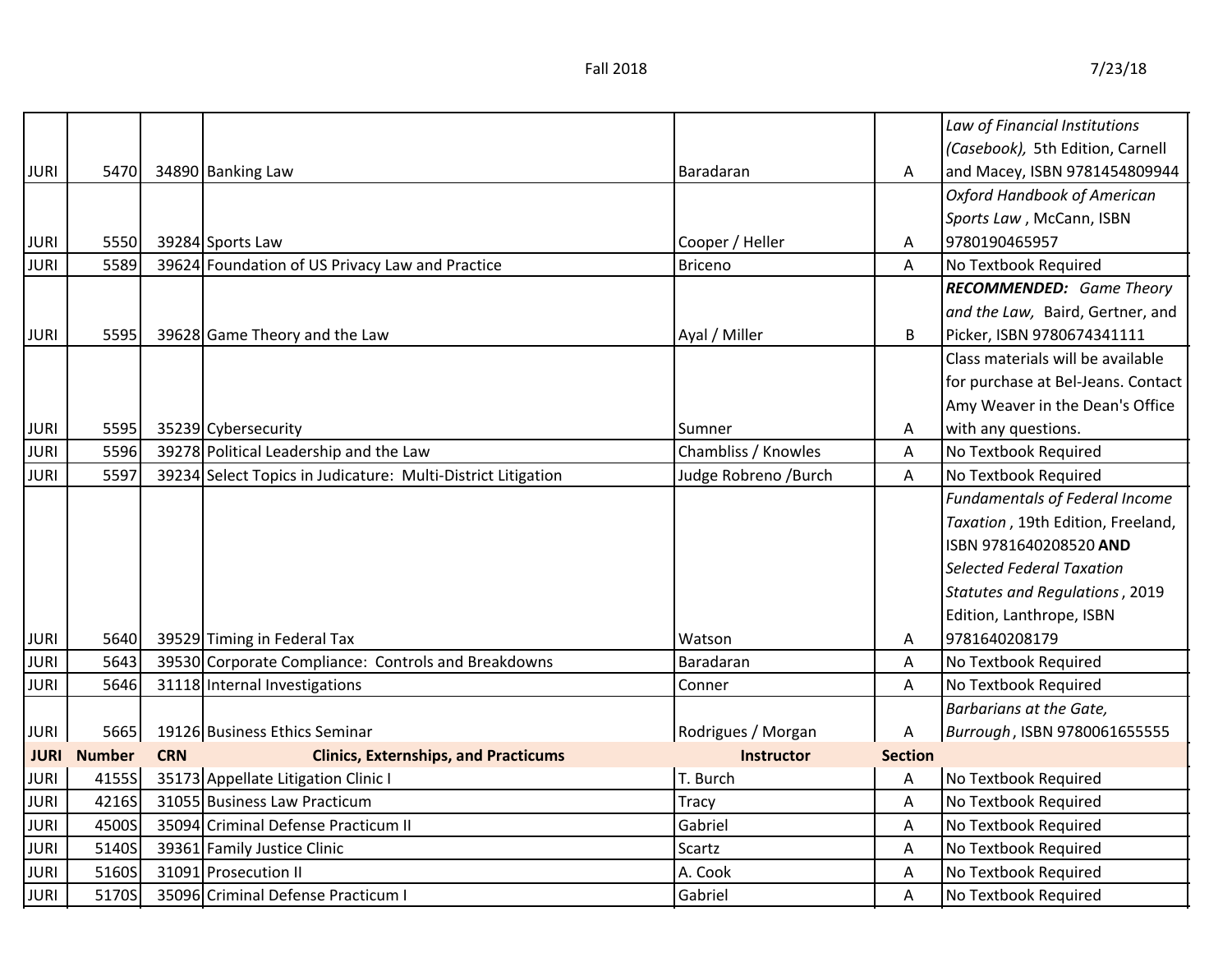| | | | | | | |
|---|---|---|---|---|---|---|
| JURI | 5470 | 34890 | Banking Law | Baradaran | A | *Law of Financial Institutions (Casebook),* 5th Edition, Carnell and Macey, ISBN 9781454809944 |
| JURI | 5550 | 39284 | Sports Law | Cooper / Heller | A | *Oxford Handbook of American Sports Law* , McCann, ISBN 9780190465957 |
| JURI | 5589 | 39624 | Foundation of US Privacy Law and Practice | Briceno | A | No Textbook Required |
| JURI | 5595 | 39628 | Game Theory and the Law | Ayal / Miller | B | ***RECOMMENDED:*** *Game Theory and the Law,* Baird, Gertner, and Picker, ISBN 9780674341111 |
| JURI | 5595 | 35239 | Cybersecurity | Sumner | A | Class materials will be available for purchase at Bel-Jeans. Contact Amy Weaver in the Dean's Office with any questions. |
| JURI | 5596 | 39278 | Political Leadership and the Law | Chambliss / Knowles | A | No Textbook Required |
| JURI | 5597 | 39234 | Select Topics in Judicature: Multi-District Litigation | Judge Robreno /Burch | A | No Textbook Required |
| JURI | 5640 | 39529 | Timing in Federal Tax | Watson | A | *Fundamentals of Federal Income Taxation* , 19th Edition, Freeland, ISBN 9781640208520 **AND** *Selected Federal Taxation Statutes and Regulations* , 2019 Edition, Lanthrope, ISBN 9781640208179 |
| JURI | 5643 | 39530 | Corporate Compliance: Controls and Breakdowns | Baradaran | A | No Textbook Required |
| JURI | 5646 | 31118 | Internal Investigations | Conner | A | No Textbook Required |
| JURI | 5665 | 19126 | Business Ethics Seminar | Rodrigues / Morgan | A | *Barbarians at the Gate, Burrough* , ISBN 9780061655555 |
| **JURI** | **Number** | **CRN** | **Clinics, Externships, and Practicums** | **Instructor** | **Section** | |
| JURI | 4155S | 35173 | Appellate Litigation Clinic I | T. Burch | A | No Textbook Required |
| JURI | 4216S | 31055 | Business Law Practicum | Tracy | A | No Textbook Required |
| JURI | 4500S | 35094 | Criminal Defense Practicum II | Gabriel | A | No Textbook Required |
| JURI | 5140S | 39361 | Family Justice Clinic | Scartz | A | No Textbook Required |
| JURI | 5160S | 31091 | Prosecution II | A. Cook | A | No Textbook Required |
| JURI | 5170S | 35096 | Criminal Defense Practicum I | Gabriel | A | No Textbook Required |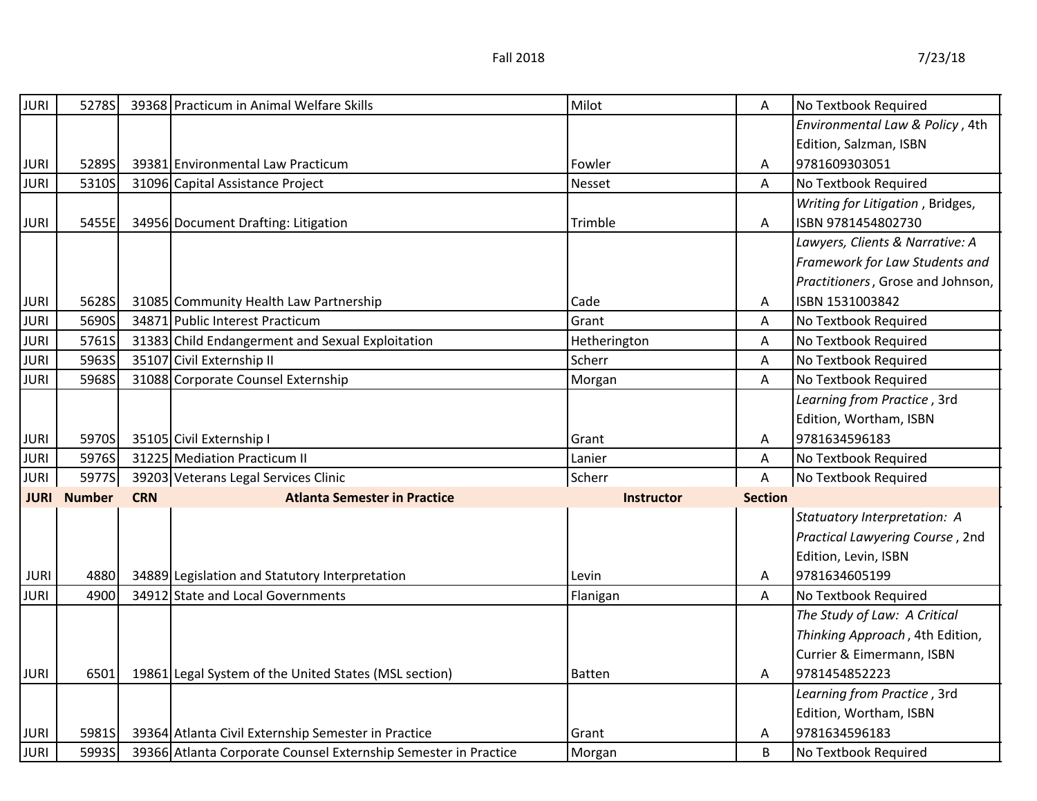| | | | | | | |
|---|---|---|---|---|---|---|
| JURI | 5278S | 39368 | Practicum in Animal Welfare Skills | Milot | A | No Textbook Required |
| JURI | 5289S | 39381 | Environmental Law Practicum | Fowler | A | *Environmental Law & Policy* , 4th Edition, Salzman, ISBN 9781609303051 |
| JURI | 5310S | 31096 | Capital Assistance Project | Nesset | A | No Textbook Required |
| JURI | 5455E | 34956 | Document Drafting: Litigation | Trimble | A | *Writing for Litigation* , Bridges, ISBN 9781454802730 |
| JURI | 5628S | 31085 | Community Health Law Partnership | Cade | A | *Lawyers, Clients & Narrative: A Framework for Law Students and Practitioners* , Grose and Johnson, ISBN 1531003842 |
| JURI | 5690S | 34871 | Public Interest Practicum | Grant | A | No Textbook Required |
| JURI | 5761S | 31383 | Child Endangerment and Sexual Exploitation | Hetherington | A | No Textbook Required |
| JURI | 5963S | 35107 | Civil Externship II | Scherr | A | No Textbook Required |
| JURI | 5968S | 31088 | Corporate Counsel Externship | Morgan | A | No Textbook Required |
| JURI | 5970S | 35105 | Civil Externship I | Grant | A | *Learning from Practice* , 3rd Edition, Wortham, ISBN 9781634596183 |
| JURI | 5976S | 31225 | Mediation Practicum II | Lanier | A | No Textbook Required |
| JURI | 5977S | 39203 | Veterans Legal Services Clinic | Scherr | A | No Textbook Required |
| **JURI** | **Number** | **CRN** | **Atlanta Semester in Practice** | **Instructor** | **Section** | |
| JURI | 4880 | 34889 | Legislation and Statutory Interpretation | Levin | A | *Statuatory Interpretation: A Practical Lawyering Course* , 2nd Edition, Levin, ISBN 9781634605199 |
| JURI | 4900 | 34912 | State and Local Governments | Flanigan | A | No Textbook Required |
| JURI | 6501 | 19861 | Legal System of the United States (MSL section) | Batten | A | *The Study of Law: A Critical Thinking Approach* , 4th Edition, Currier & Eimermann, ISBN 9781454852223 |
| JURI | 5981S | 39364 | Atlanta Civil Externship Semester in Practice | Grant | A | *Learning from Practice* , 3rd Edition, Wortham, ISBN 9781634596183 |
| JURI | 5993S | 39366 | Atlanta Corporate Counsel Externship Semester in Practice | Morgan | B | No Textbook Required |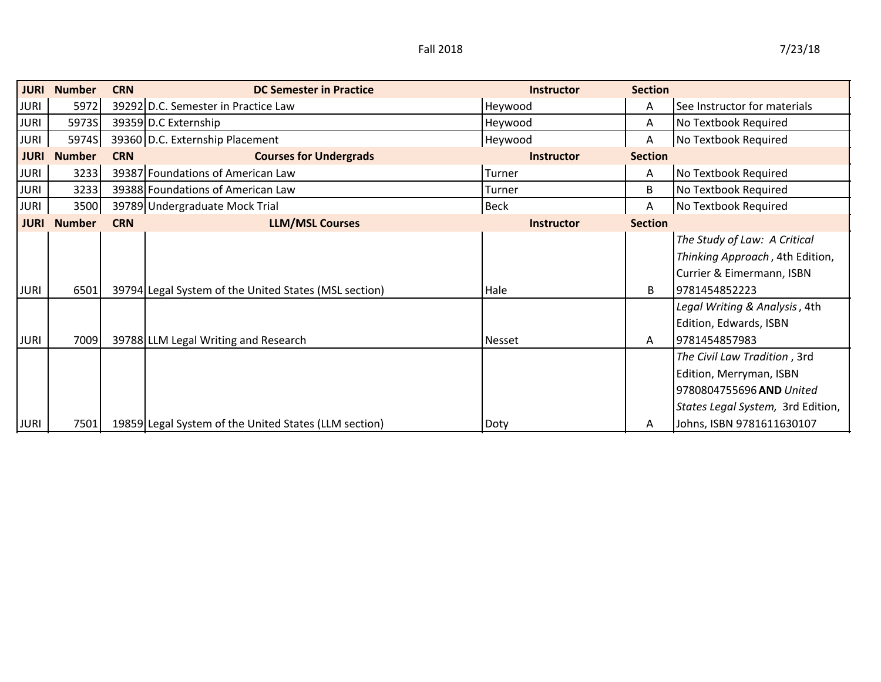Fall 2018 7/23/18

| JURI | Number | CRN | DC Semester in Practice | Instructor | Section | |
|---|---|---|---|---|---|---|
| JURI | 5972 | 39292 | D.C. Semester in Practice Law | Heywood | A | See Instructor for materials |
| JURI | 5973S | 39359 | D.C Externship | Heywood | A | No Textbook Required |
| JURI | 5974S | 39360 | D.C. Externship Placement | Heywood | A | No Textbook Required |
| **JURI** | **Number** | **CRN** | **Courses for Undergrads** | **Instructor** | **Section** | |
| JURI | 3233 | 39387 | Foundations of American Law | Turner | A | No Textbook Required |
| JURI | 3233 | 39388 | Foundations of American Law | Turner | B | No Textbook Required |
| JURI | 3500 | 39789 | Undergraduate Mock Trial | Beck | A | No Textbook Required |
| **JURI** | **Number** | **CRN** | **LLM/MSL Courses** | **Instructor** | **Section** | |
| JURI | 6501 | 39794 | Legal System of the United States (MSL section) | Hale | B | *The Study of Law: A Critical Thinking Approach*, 4th Edition, Currier & Eimermann, ISBN 9781454852223 |
| JURI | 7009 | 39788 | LLM Legal Writing and Research | Nesset | A | *Legal Writing & Analysis*, 4th Edition, Edwards, ISBN 9781454857983 |
| JURI | 7501 | 19859 | Legal System of the United States (LLM section) | Doty | A | *The Civil Law Tradition*, 3rd Edition, Merryman, ISBN 9780804755696 **AND** *United States Legal System,* 3rd Edition, Johns, ISBN 9781611630107 |